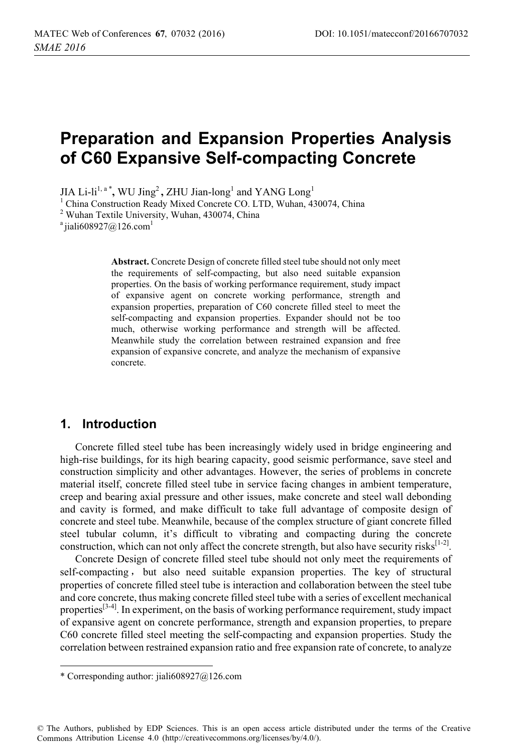# Preparation and Expansion Properties Analysis of C60 Expansive Self-compacting Concrete

JIA Li-li[1, a *], WU Jing[2], ZHU Jian-long[1] and YANG Long[1]

[1] China Construction Ready Mixed Concrete CO. LTD, Wuhan, 430074, China

[2] Wuhan Textile University, Wuhan, 430074, China

[a] jiali608927@126.com[1]

**Abstract.** Concrete Design of concrete filled steel tube should not only meet the requirements of self-compacting, but also need suitable expansion properties. On the basis of working performance requirement, study impact of expansive agent on concrete working performance, strength and expansion properties, preparation of C60 concrete filled steel to meet the self-compacting and expansion properties. Expander should not be too much, otherwise working performance and strength will be affected. Meanwhile study the correlation between restrained expansion and free expansion of expansive concrete, and analyze the mechanism of expansive concrete.

## 1. Introduction

Concrete filled steel tube has been increasingly widely used in bridge engineering and high-rise buildings, for its high bearing capacity, good seismic performance, save steel and construction simplicity and other advantages. However, the series of problems in concrete material itself, concrete filled steel tube in service facing changes in ambient temperature, creep and bearing axial pressure and other issues, make concrete and steel wall debonding and cavity is formed, and make difficult to take full advantage of composite design of concrete and steel tube. Meanwhile, because of the complex structure of giant concrete filled steel tubular column, it's difficult to vibrating and compacting during the concrete construction, which can not only affect the concrete strength, but also have security risks[1-2].

Concrete Design of concrete filled steel tube should not only meet the requirements of self-compacting， but also need suitable expansion properties. The key of structural properties of concrete filled steel tube is interaction and collaboration between the steel tube and core concrete, thus making concrete filled steel tube with a series of excellent mechanical properties[3-4]. In experiment, on the basis of working performance requirement, study impact of expansive agent on concrete performance, strength and expansion properties, to prepare C60 concrete filled steel meeting the self-compacting and expansion properties. Study the correlation between restrained expansion ratio and free expansion rate of concrete, to analyze

* Corresponding author: jiali608927@126.com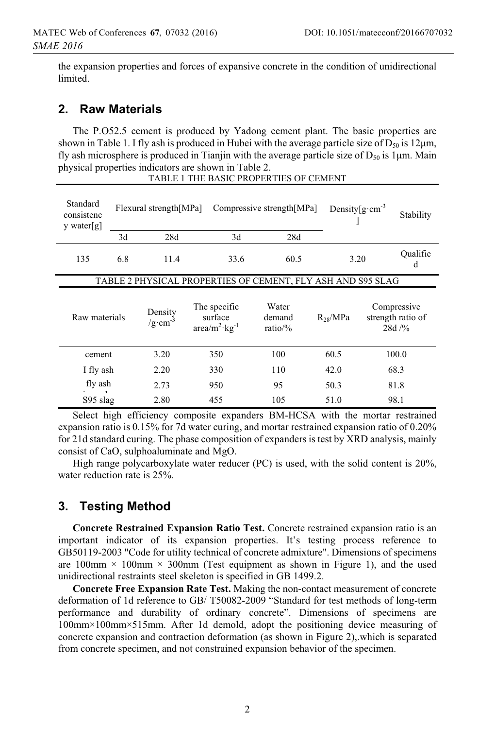the expansion properties and forces of expansive concrete in the condition of unidirectional limited.

## 2. Raw Materials

The P.O52.5 cement is produced by Yadong cement plant. The basic properties are shown in Table 1. I fly ash is produced in Hubei with the average particle size of $D_{50}$ is 12μm, fly ash microsphere is produced in Tianjin with the average particle size of $D_{50}$ is 1μm. Main physical properties indicators are shown in Table 2.

TABLE 1 THE BASIC PROPERTIES OF CEMENT

| Standard consistency water[g] | Flexural strength[MPa] | | Compressive strength[MPa] | | Density[$g \cdot cm^{-3}$] | Stability |
|---|---|---|---|---|---|---|
| | 3d | 28d | 3d | 28d | | |
| 135 | 6.8 | 11.4 | 33.6 | 60.5 | 3.20 | Qualified |

TABLE 2 PHYSICAL PROPERTIES OF CEMENT, FLY ASH AND S95 SLAG

| Raw materials | Density /$g \cdot cm^{-3}$ | The specific surface area/$m^2 \cdot kg^{-1}$ | Water demand ratio/% | $R_{28}$/MPa | Compressive strength ratio of 28d /% |
|---|---|---|---|---|---|
| cement | 3.20 | 350 | 100 | 60.5 | 100.0 |
| I fly ash | 2.20 | 330 | 110 | 42.0 | 68.3 |
| fly ash | 2.73 | 950 | 95 | 50.3 | 81.8 |
| S95 slag | 2.80 | 455 | 105 | 51.0 | 98.1 |

Select high efficiency composite expanders BM-HCSA with the mortar restrained expansion ratio is 0.15% for 7d water curing, and mortar restrained expansion ratio of 0.20% for 21d standard curing. The phase composition of expanders is test by XRD analysis, mainly consist of CaO, sulphoaluminate and MgO.

High range polycarboxylate water reducer (PC) is used, with the solid content is 20%, water reduction rate is 25%.

## 3. Testing Method

**Concrete Restrained Expansion Ratio Test.** Concrete restrained expansion ratio is an important indicator of its expansion properties. It's testing process reference to GB50119-2003 "Code for utility technical of concrete admixture". Dimensions of specimens are 100mm × 100mm × 300mm (Test equipment as shown in Figure 1), and the used unidirectional restraints steel skeleton is specified in GB 1499.2.

**Concrete Free Expansion Rate Test.** Making the non-contact measurement of concrete deformation of 1d reference to GB/ T50082-2009 "Standard for test methods of long-term performance and durability of ordinary concrete". Dimensions of specimens are 100mm×100mm×515mm. After 1d demold, adopt the positioning device measuring of concrete expansion and contraction deformation (as shown in Figure 2),.which is separated from concrete specimen, and not constrained expansion behavior of the specimen.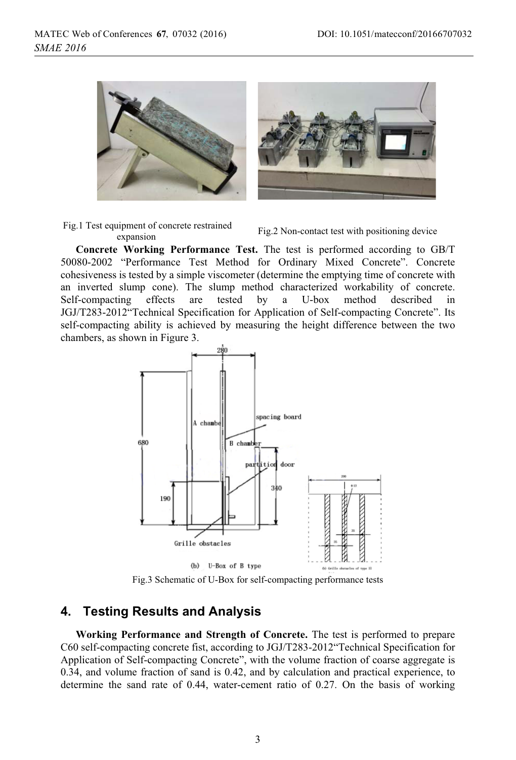Fig.1 Test equipment of concrete restrained expansion

Fig.2 Non-contact test with positioning device

**Concrete Working Performance Test.** The test is performed according to GB/T 50080-2002 "Performance Test Method for Ordinary Mixed Concrete". Concrete cohesiveness is tested by a simple viscometer (determine the emptying time of concrete with an inverted slump cone). The slump method characterized workability of concrete. Self-compacting effects are tested by a U-box method described in JGJ/T283-2012"Technical Specification for Application of Self-compacting Concrete". Its self-compacting ability is achieved by measuring the height difference between the two chambers, as shown in Figure 3.

Fig.3 Schematic of U-Box for self-compacting performance tests

## 4. Testing Results and Analysis

**Working Performance and Strength of Concrete.** The test is performed to prepare C60 self-compacting concrete fist, according to JGJ/T283-2012"Technical Specification for Application of Self-compacting Concrete", with the volume fraction of coarse aggregate is 0.34, and volume fraction of sand is 0.42, and by calculation and practical experience, to determine the sand rate of 0.44, water-cement ratio of 0.27. On the basis of working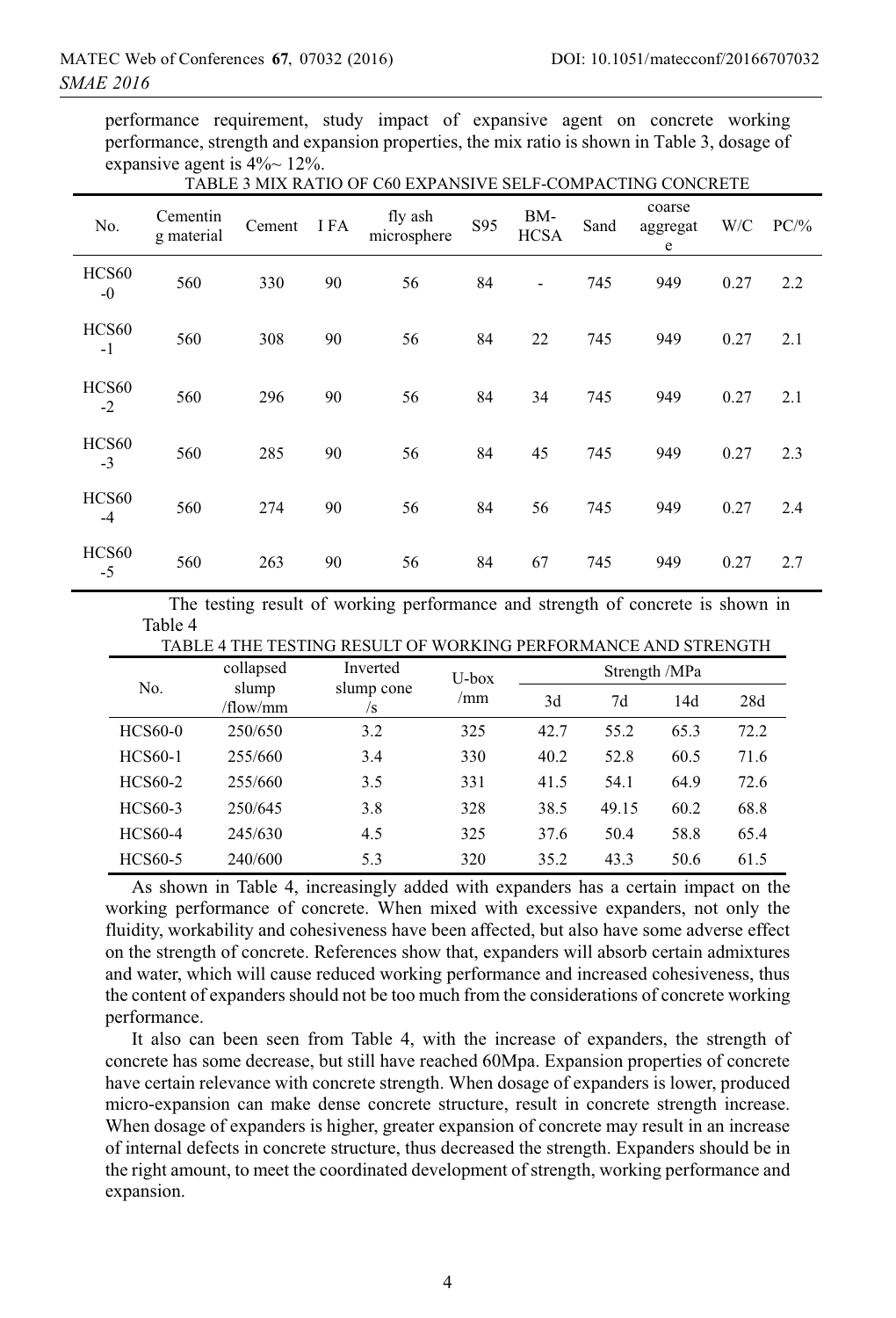performance requirement, study impact of expansive agent on concrete working performance, strength and expansion properties, the mix ratio is shown in Table 3, dosage of expansive agent is 4%~ 12%.

TABLE 3 MIX RATIO OF C60 EXPANSIVE SELF-COMPACTING CONCRETE

| No. | Cementing material | Cement | I FA | fly ash microsphere | S95 | BM-HCSA | Sand | coarse aggregate | W/C | PC/% |
|---|---|---|---|---|---|---|---|---|---|---|
| HCS60-0 | 560 | 330 | 90 | 56 | 84 | - | 745 | 949 | 0.27 | 2.2 |
| HCS60-1 | 560 | 308 | 90 | 56 | 84 | 22 | 745 | 949 | 0.27 | 2.1 |
| HCS60-2 | 560 | 296 | 90 | 56 | 84 | 34 | 745 | 949 | 0.27 | 2.1 |
| HCS60-3 | 560 | 285 | 90 | 56 | 84 | 45 | 745 | 949 | 0.27 | 2.3 |
| HCS60-4 | 560 | 274 | 90 | 56 | 84 | 56 | 745 | 949 | 0.27 | 2.4 |
| HCS60-5 | 560 | 263 | 90 | 56 | 84 | 67 | 745 | 949 | 0.27 | 2.7 |

The testing result of working performance and strength of concrete is shown in Table 4

TABLE 4 THE TESTING RESULT OF WORKING PERFORMANCE AND STRENGTH

| No. | collapsed slump /flow/mm | Inverted slump cone /s | U-box /mm | Strength /MPa | | | |
|---|---|---|---|---|---|---|---|
| | | | | 3d | 7d | 14d | 28d |
| HCS60-0 | 250/650 | 3.2 | 325 | 42.7 | 55.2 | 65.3 | 72.2 |
| HCS60-1 | 255/660 | 3.4 | 330 | 40.2 | 52.8 | 60.5 | 71.6 |
| HCS60-2 | 255/660 | 3.5 | 331 | 41.5 | 54.1 | 64.9 | 72.6 |
| HCS60-3 | 250/645 | 3.8 | 328 | 38.5 | 49.15 | 60.2 | 68.8 |
| HCS60-4 | 245/630 | 4.5 | 325 | 37.6 | 50.4 | 58.8 | 65.4 |
| HCS60-5 | 240/600 | 5.3 | 320 | 35.2 | 43.3 | 50.6 | 61.5 |

As shown in Table 4, increasingly added with expanders has a certain impact on the working performance of concrete. When mixed with excessive expanders, not only the fluidity, workability and cohesiveness have been affected, but also have some adverse effect on the strength of concrete. References show that, expanders will absorb certain admixtures and water, which will cause reduced working performance and increased cohesiveness, thus the content of expanders should not be too much from the considerations of concrete working performance.

It also can been seen from Table 4, with the increase of expanders, the strength of concrete has some decrease, but still have reached 60Mpa. Expansion properties of concrete have certain relevance with concrete strength. When dosage of expanders is lower, produced micro-expansion can make dense concrete structure, result in concrete strength increase. When dosage of expanders is higher, greater expansion of concrete may result in an increase of internal defects in concrete structure, thus decreased the strength. Expanders should be in the right amount, to meet the coordinated development of strength, working performance and expansion.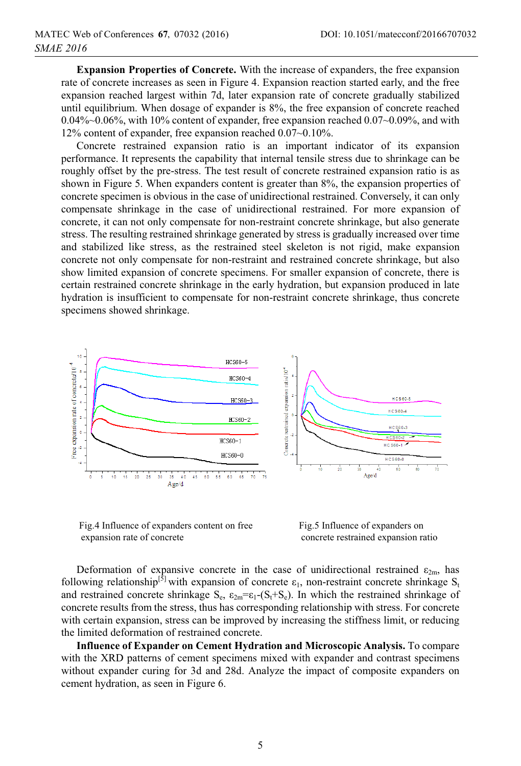**Expansion Properties of Concrete.** With the increase of expanders, the free expansion rate of concrete increases as seen in Figure 4. Expansion reaction started early, and the free expansion reached largest within 7d, later expansion rate of concrete gradually stabilized until equilibrium. When dosage of expander is 8%, the free expansion of concrete reached 0.04%~0.06%, with 10% content of expander, free expansion reached 0.07~0.09%, and with 12% content of expander, free expansion reached 0.07~0.10%.

Concrete restrained expansion ratio is an important indicator of its expansion performance. It represents the capability that internal tensile stress due to shrinkage can be roughly offset by the pre-stress. The test result of concrete restrained expansion ratio is as shown in Figure 5. When expanders content is greater than 8%, the expansion properties of concrete specimen is obvious in the case of unidirectional restrained. Conversely, it can only compensate shrinkage in the case of unidirectional restrained. For more expansion of concrete, it can not only compensate for non-restraint concrete shrinkage, but also generate stress. The resulting restrained shrinkage generated by stress is gradually increased over time and stabilized like stress, as the restrained steel skeleton is not rigid, make expansion concrete not only compensate for non-restraint and restrained concrete shrinkage, but also show limited expansion of concrete specimens. For smaller expansion of concrete, there is certain restrained concrete shrinkage in the early hydration, but expansion produced in late hydration is insufficient to compensate for non-restraint concrete shrinkage, thus concrete specimens showed shrinkage.

Fig.4 Influence of expanders content on free expansion rate of concrete

Fig.5 Influence of expanders on concrete restrained expansion ratio

Deformation of expansive concrete in the case of unidirectional restrained $\varepsilon_{2m}$, has following relationship[5] with expansion of concrete $\varepsilon_1$, non-restraint concrete shrinkage $S_t$ and restrained concrete shrinkage $S_e$, $\varepsilon_{2m}=\varepsilon_1-(S_t+S_e)$. In which the restrained shrinkage of concrete results from the stress, thus has corresponding relationship with stress. For concrete with certain expansion, stress can be improved by increasing the stiffness limit, or reducing the limited deformation of restrained concrete.

**Influence of Expander on Cement Hydration and Microscopic Analysis.** To compare with the XRD patterns of cement specimens mixed with expander and contrast specimens without expander curing for 3d and 28d. Analyze the impact of composite expanders on cement hydration, as seen in Figure 6.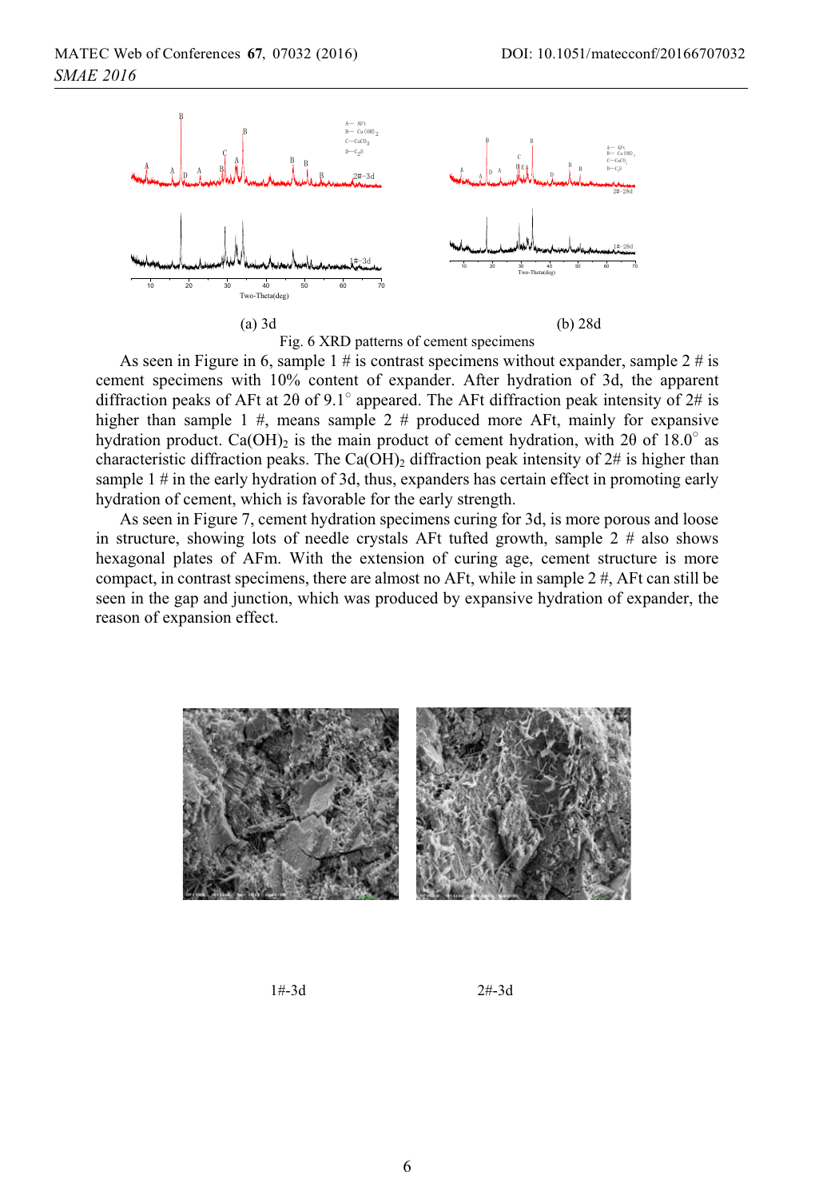(a) 3d (b) 28d

Fig. 6 XRD patterns of cement specimens

As seen in Figure in 6, sample 1 # is contrast specimens without expander, sample 2 # is cement specimens with 10% content of expander. After hydration of 3d, the apparent diffraction peaks of AFt at 2θ of 9.1° appeared. The AFt diffraction peak intensity of 2# is higher than sample 1 #, means sample 2 # produced more AFt, mainly for expansive hydration product. $Ca(OH)_2$ is the main product of cement hydration, with 2θ of 18.0° as characteristic diffraction peaks. The $Ca(OH)_2$ diffraction peak intensity of 2# is higher than sample 1 # in the early hydration of 3d, thus, expanders has certain effect in promoting early hydration of cement, which is favorable for the early strength.

As seen in Figure 7, cement hydration specimens curing for 3d, is more porous and loose in structure, showing lots of needle crystals AFt tufted growth, sample 2 # also shows hexagonal plates of AFm. With the extension of curing age, cement structure is more compact, in contrast specimens, there are almost no AFt, while in sample 2 #, AFt can still be seen in the gap and junction, which was produced by expansive hydration of expander, the reason of expansion effect.

1#-3d 2#-3d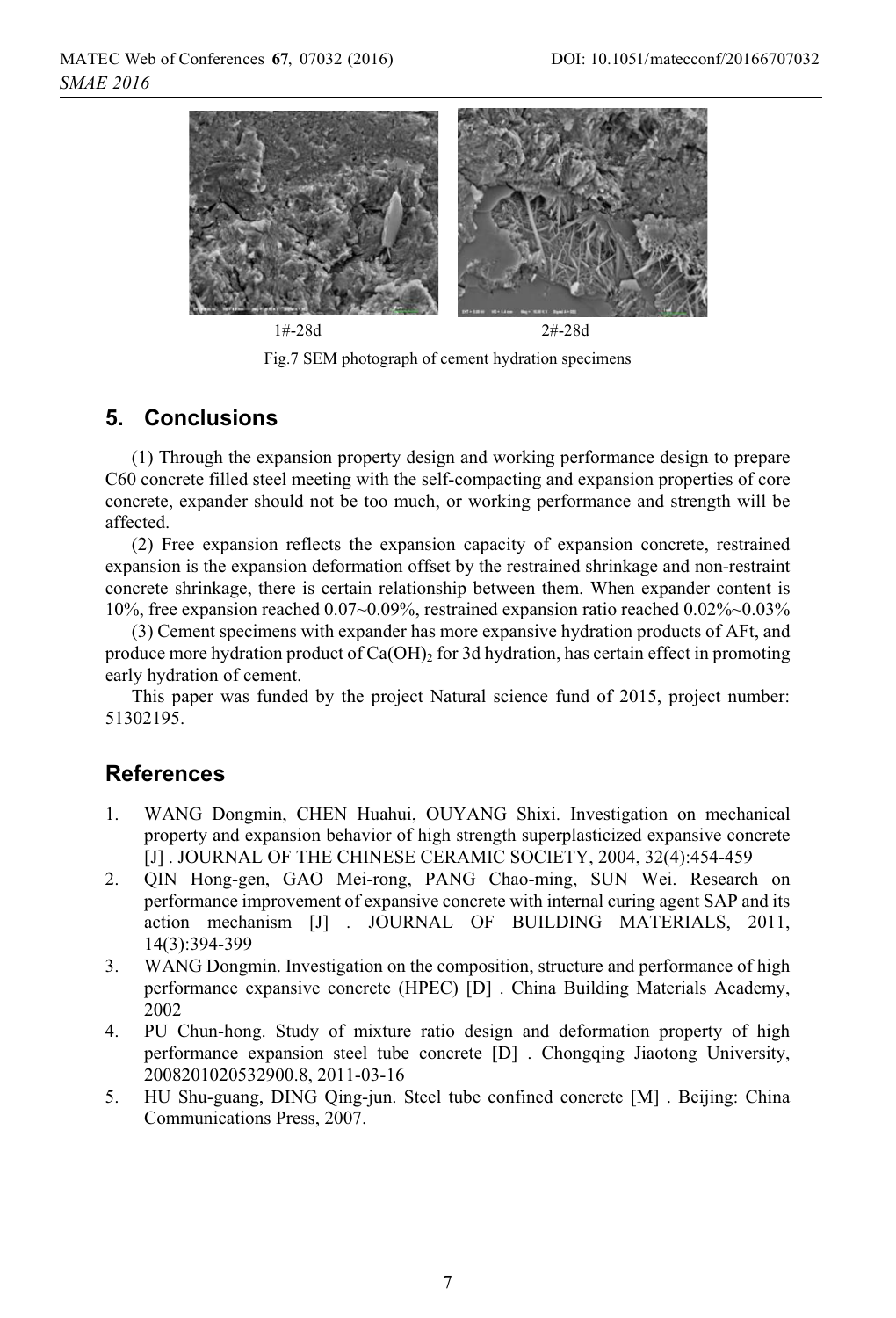1#-28d 2#-28d

Fig.7 SEM photograph of cement hydration specimens

## 5. Conclusions

(1) Through the expansion property design and working performance design to prepare C60 concrete filled steel meeting with the self-compacting and expansion properties of core concrete, expander should not be too much, or working performance and strength will be affected.

(2) Free expansion reflects the expansion capacity of expansion concrete, restrained expansion is the expansion deformation offset by the restrained shrinkage and non-restraint concrete shrinkage, there is certain relationship between them. When expander content is 10%, free expansion reached 0.07~0.09%, restrained expansion ratio reached 0.02%~0.03%

(3) Cement specimens with expander has more expansive hydration products of AFt, and produce more hydration product of $Ca(OH)_2$ for 3d hydration, has certain effect in promoting early hydration of cement.

This paper was funded by the project Natural science fund of 2015, project number: 51302195.

## References

1. WANG Dongmin, CHEN Huahui, OUYANG Shixi. Investigation on mechanical property and expansion behavior of high strength superplasticized expansive concrete [J] . JOURNAL OF THE CHINESE CERAMIC SOCIETY, 2004, 32(4):454-459
2. QIN Hong-gen, GAO Mei-rong, PANG Chao-ming, SUN Wei. Research on performance improvement of expansive concrete with internal curing agent SAP and its action mechanism [J] . JOURNAL OF BUILDING MATERIALS, 2011, 14(3):394-399
3. WANG Dongmin. Investigation on the composition, structure and performance of high performance expansive concrete (HPEC) [D] . China Building Materials Academy, 2002
4. PU Chun-hong. Study of mixture ratio design and deformation property of high performance expansion steel tube concrete [D] . Chongqing Jiaotong University, 2008201020532900.8, 2011-03-16
5. HU Shu-guang, DING Qing-jun. Steel tube confined concrete [M] . Beijing: China Communications Press, 2007.